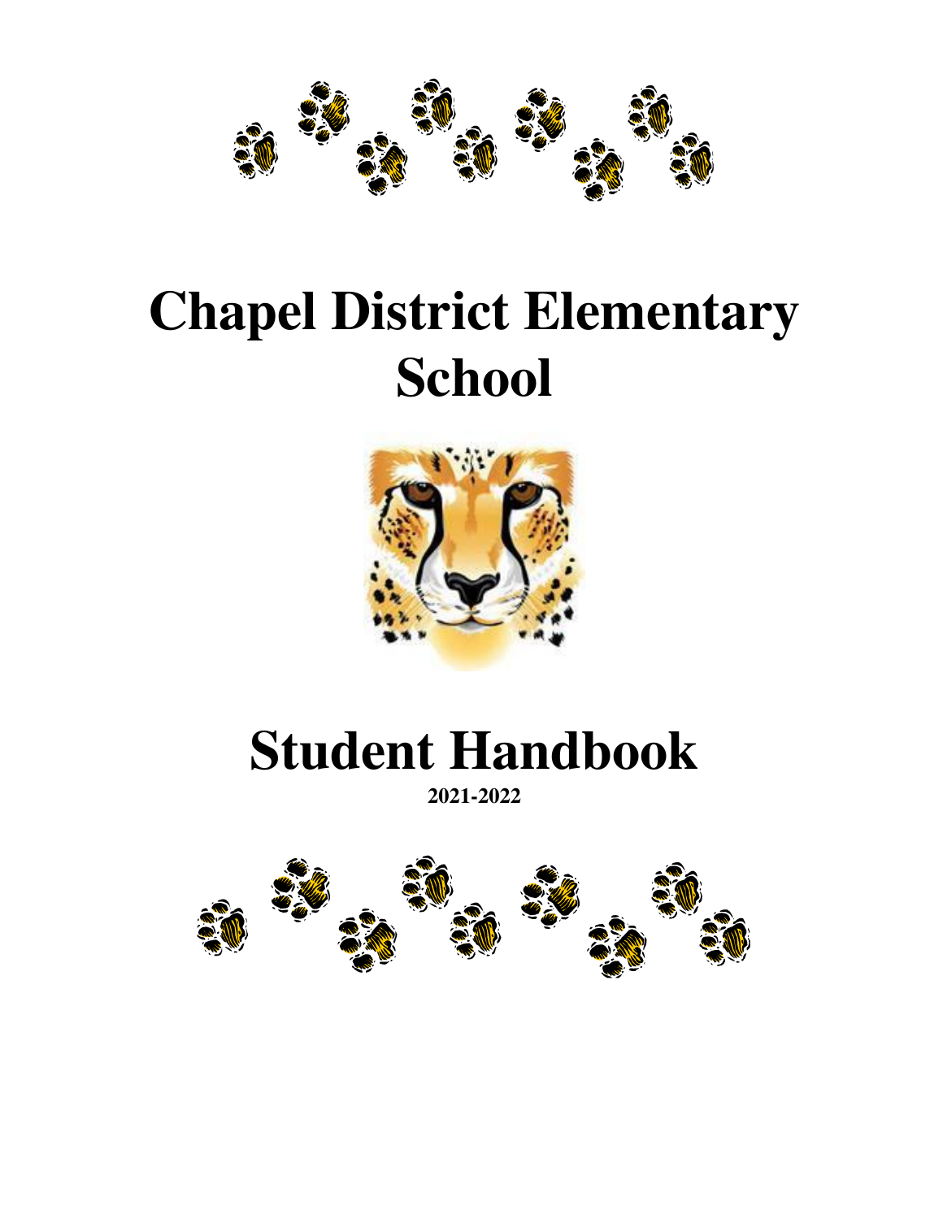# Chapel District Elementary School

# Student Handbook

**2021-2022**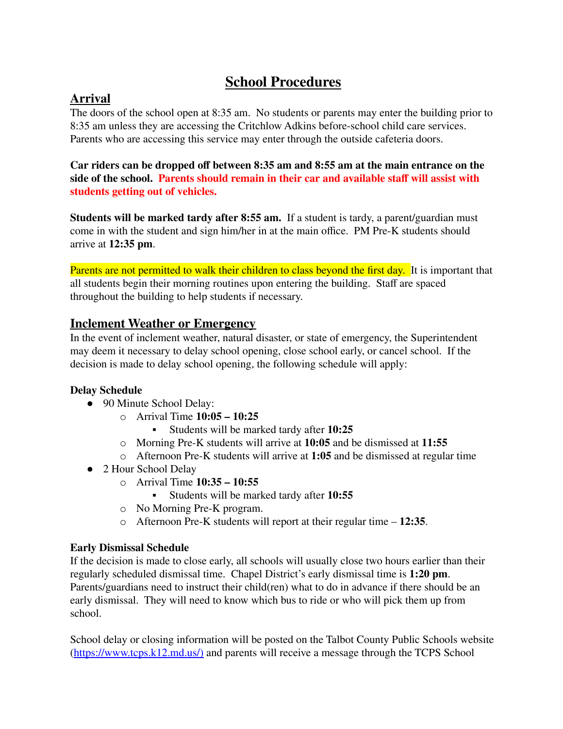# School Procedures

## Arrival

The doors of the school open at 8:35 am. No students or parents may enter the building prior to 8:35 am unless they are accessing the Critchlow Adkins before-school child care services. Parents who are accessing this service may enter through the outside cafeteria doors.

**Car riders can be dropped off between 8:35 am and 8:55 am at the main entrance on the side of the school. Parents should remain in their car and available staff will assist with students getting out of vehicles.**

**Students will be marked tardy after 8:55 am.** If a student is tardy, a parent/guardian must come in with the student and sign him/her in at the main office. PM Pre-K students should arrive at **12:35 pm**.

Parents are not permitted to walk their children to class beyond the first day. It is important that all students begin their morning routines upon entering the building. Staff are spaced throughout the building to help students if necessary.

## Inclement Weather or Emergency

In the event of inclement weather, natural disaster, or state of emergency, the Superintendent may deem it necessary to delay school opening, close school early, or cancel school. If the decision is made to delay school opening, the following schedule will apply:

**Delay Schedule**

- 90 Minute School Delay:
  - Arrival Time **10:05 – 10:25**
    - Students will be marked tardy after **10:25**
  - Morning Pre-K students will arrive at **10:05** and be dismissed at **11:55**
  - Afternoon Pre-K students will arrive at **1:05** and be dismissed at regular time
- 2 Hour School Delay
  - Arrival Time **10:35 – 10:55**
    - Students will be marked tardy after **10:55**
  - No Morning Pre-K program.
  - Afternoon Pre-K students will report at their regular time – **12:35**.

**Early Dismissal Schedule**

If the decision is made to close early, all schools will usually close two hours earlier than their regularly scheduled dismissal time. Chapel District's early dismissal time is **1:20 pm**. Parents/guardians need to instruct their child(ren) what to do in advance if there should be an early dismissal. They will need to know which bus to ride or who will pick them up from school.

School delay or closing information will be posted on the Talbot County Public Schools website (https://www.tcps.k12.md.us/) and parents will receive a message through the TCPS School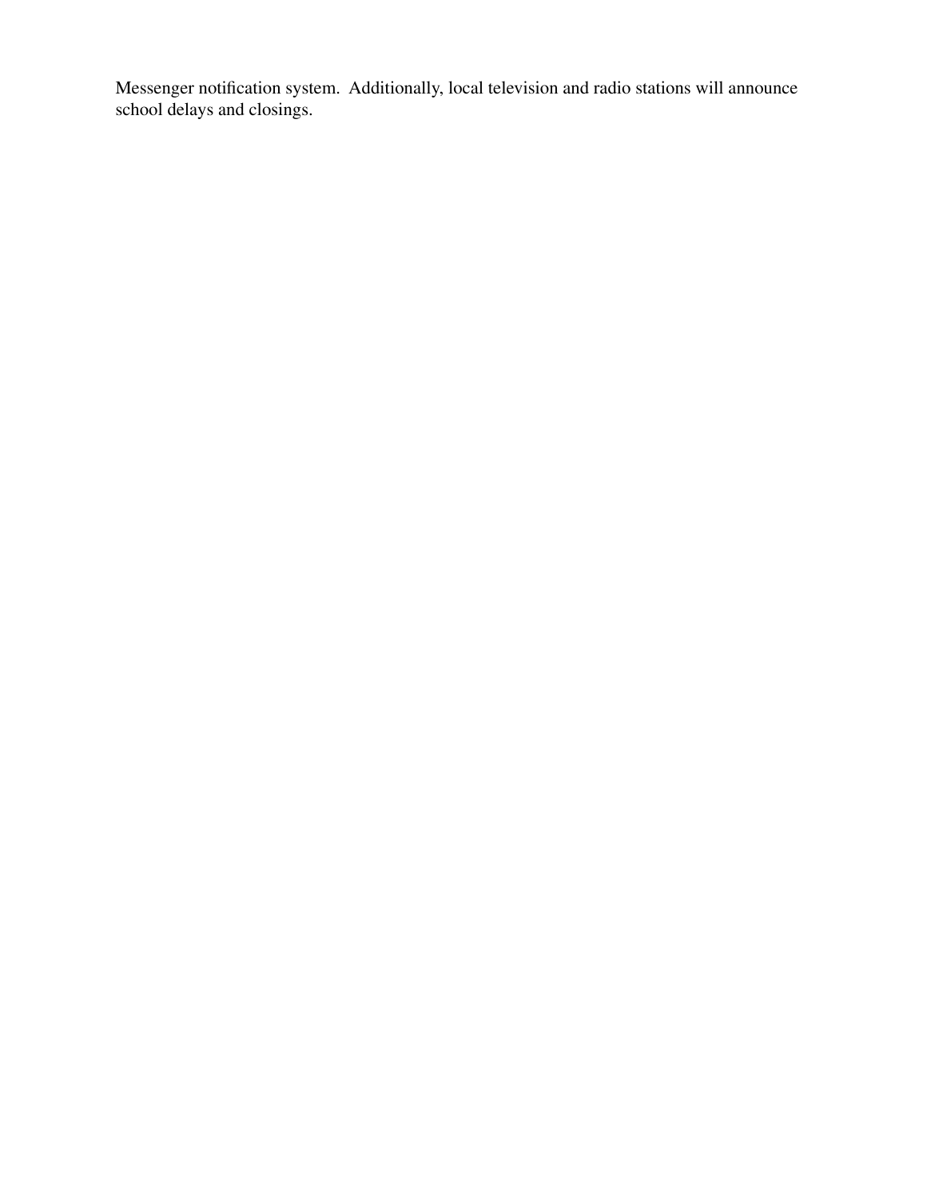Messenger notification system. Additionally, local television and radio stations will announce school delays and closings.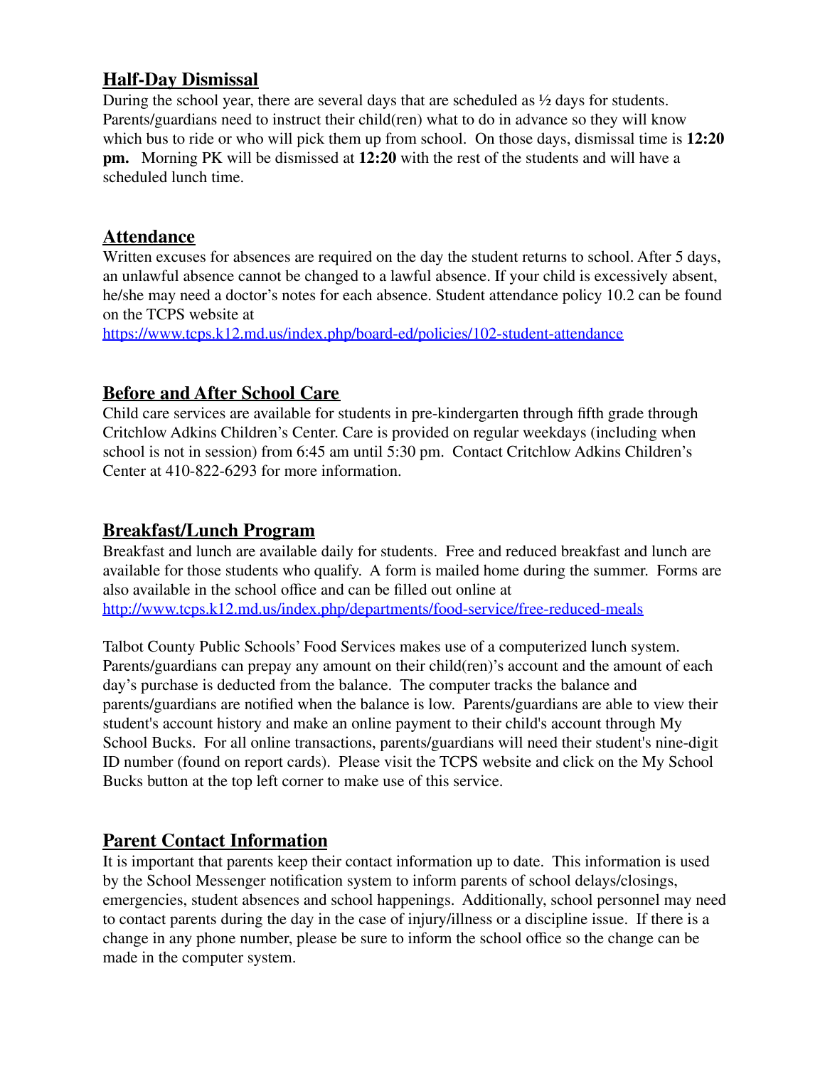## Half-Day Dismissal

During the school year, there are several days that are scheduled as ½ days for students. Parents/guardians need to instruct their child(ren) what to do in advance so they will know which bus to ride or who will pick them up from school. On those days, dismissal time is **12:20 pm.** Morning PK will be dismissed at **12:20** with the rest of the students and will have a scheduled lunch time.

## Attendance

Written excuses for absences are required on the day the student returns to school. After 5 days, an unlawful absence cannot be changed to a lawful absence. If your child is excessively absent, he/she may need a doctor's notes for each absence. Student attendance policy 10.2 can be found on the TCPS website at
https://www.tcps.k12.md.us/index.php/board-ed/policies/102-student-attendance

## Before and After School Care

Child care services are available for students in pre-kindergarten through fifth grade through Critchlow Adkins Children's Center. Care is provided on regular weekdays (including when school is not in session) from 6:45 am until 5:30 pm. Contact Critchlow Adkins Children's Center at 410-822-6293 for more information.

## Breakfast/Lunch Program

Breakfast and lunch are available daily for students. Free and reduced breakfast and lunch are available for those students who qualify. A form is mailed home during the summer. Forms are also available in the school office and can be filled out online at
http://www.tcps.k12.md.us/index.php/departments/food-service/free-reduced-meals

Talbot County Public Schools' Food Services makes use of a computerized lunch system. Parents/guardians can prepay any amount on their child(ren)'s account and the amount of each day's purchase is deducted from the balance. The computer tracks the balance and parents/guardians are notified when the balance is low. Parents/guardians are able to view their student's account history and make an online payment to their child's account through My School Bucks. For all online transactions, parents/guardians will need their student's nine-digit ID number (found on report cards). Please visit the TCPS website and click on the My School Bucks button at the top left corner to make use of this service.

## Parent Contact Information

It is important that parents keep their contact information up to date. This information is used by the School Messenger notification system to inform parents of school delays/closings, emergencies, student absences and school happenings. Additionally, school personnel may need to contact parents during the day in the case of injury/illness or a discipline issue. If there is a change in any phone number, please be sure to inform the school office so the change can be made in the computer system.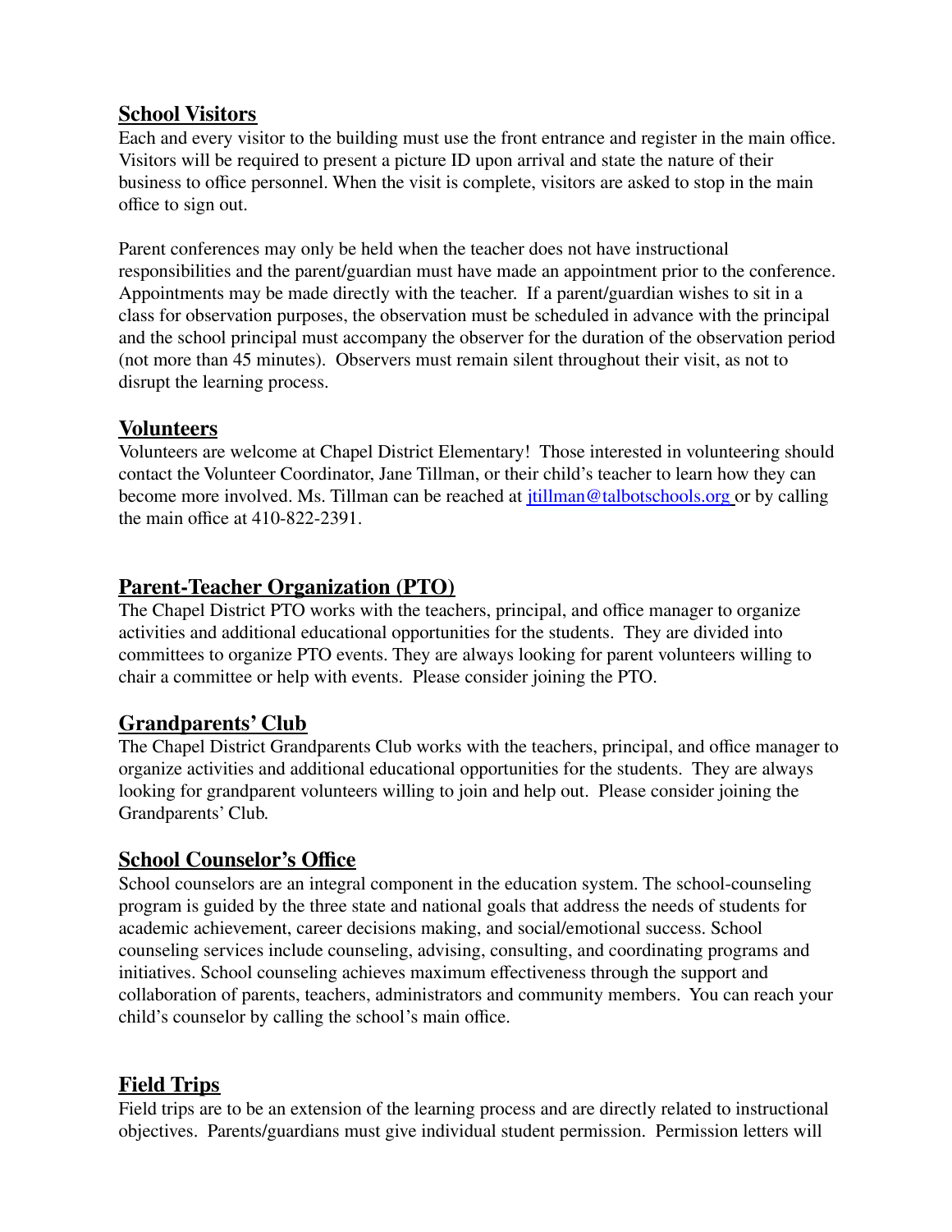## School Visitors

Each and every visitor to the building must use the front entrance and register in the main office. Visitors will be required to present a picture ID upon arrival and state the nature of their business to office personnel. When the visit is complete, visitors are asked to stop in the main office to sign out.

Parent conferences may only be held when the teacher does not have instructional responsibilities and the parent/guardian must have made an appointment prior to the conference. Appointments may be made directly with the teacher. If a parent/guardian wishes to sit in a class for observation purposes, the observation must be scheduled in advance with the principal and the school principal must accompany the observer for the duration of the observation period (not more than 45 minutes). Observers must remain silent throughout their visit, as not to disrupt the learning process.

## Volunteers

Volunteers are welcome at Chapel District Elementary! Those interested in volunteering should contact the Volunteer Coordinator, Jane Tillman, or their child's teacher to learn how they can become more involved. Ms. Tillman can be reached at jtillman@talbotschools.org or by calling the main office at 410-822-2391.

## Parent-Teacher Organization (PTO)

The Chapel District PTO works with the teachers, principal, and office manager to organize activities and additional educational opportunities for the students. They are divided into committees to organize PTO events. They are always looking for parent volunteers willing to chair a committee or help with events. Please consider joining the PTO.

## Grandparents' Club

The Chapel District Grandparents Club works with the teachers, principal, and office manager to organize activities and additional educational opportunities for the students. They are always looking for grandparent volunteers willing to join and help out. Please consider joining the Grandparents' Club.

## School Counselor's Office

School counselors are an integral component in the education system. The school-counseling program is guided by the three state and national goals that address the needs of students for academic achievement, career decisions making, and social/emotional success. School counseling services include counseling, advising, consulting, and coordinating programs and initiatives. School counseling achieves maximum effectiveness through the support and collaboration of parents, teachers, administrators and community members. You can reach your child's counselor by calling the school's main office.

## Field Trips

Field trips are to be an extension of the learning process and are directly related to instructional objectives. Parents/guardians must give individual student permission. Permission letters will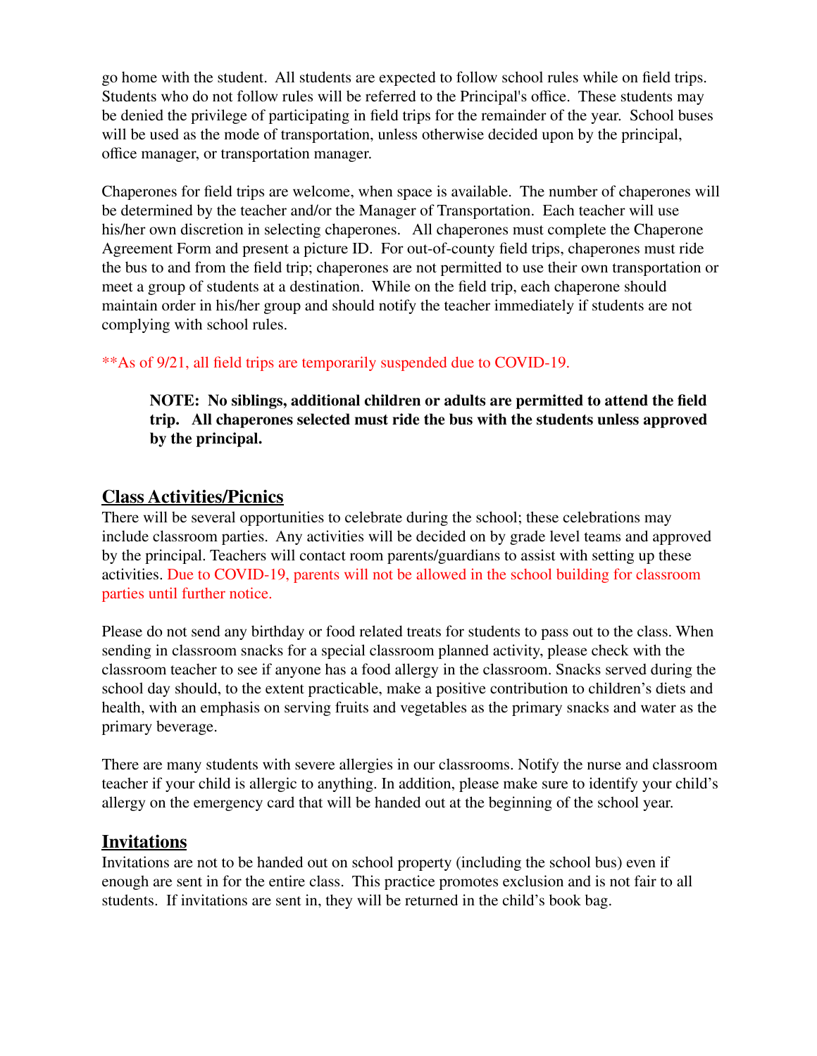go home with the student.  All students are expected to follow school rules while on field trips. Students who do not follow rules will be referred to the Principal's office.  These students may be denied the privilege of participating in field trips for the remainder of the year.  School buses will be used as the mode of transportation, unless otherwise decided upon by the principal, office manager, or transportation manager.

Chaperones for field trips are welcome, when space is available.  The number of chaperones will be determined by the teacher and/or the Manager of Transportation.  Each teacher will use his/her own discretion in selecting chaperones.  All chaperones must complete the Chaperone Agreement Form and present a picture ID.  For out-of-county field trips, chaperones must ride the bus to and from the field trip; chaperones are not permitted to use their own transportation or meet a group of students at a destination.  While on the field trip, each chaperone should maintain order in his/her group and should notify the teacher immediately if students are not complying with school rules.

**As of 9/21, all field trips are temporarily suspended due to COVID-19.

> **NOTE:  No siblings, additional children or adults are permitted to attend the field trip.  All chaperones selected must ride the bus with the students unless approved by the principal.**

## Class Activities/Picnics

There will be several opportunities to celebrate during the school; these celebrations may include classroom parties.  Any activities will be decided on by grade level teams and approved by the principal. Teachers will contact room parents/guardians to assist with setting up these activities. Due to COVID-19, parents will not be allowed in the school building for classroom parties until further notice.

Please do not send any birthday or food related treats for students to pass out to the class. When sending in classroom snacks for a special classroom planned activity, please check with the classroom teacher to see if anyone has a food allergy in the classroom. Snacks served during the school day should, to the extent practicable, make a positive contribution to children's diets and health, with an emphasis on serving fruits and vegetables as the primary snacks and water as the primary beverage.

There are many students with severe allergies in our classrooms. Notify the nurse and classroom teacher if your child is allergic to anything. In addition, please make sure to identify your child's allergy on the emergency card that will be handed out at the beginning of the school year.

## Invitations

Invitations are not to be handed out on school property (including the school bus) even if enough are sent in for the entire class.  This practice promotes exclusion and is not fair to all students.  If invitations are sent in, they will be returned in the child's book bag.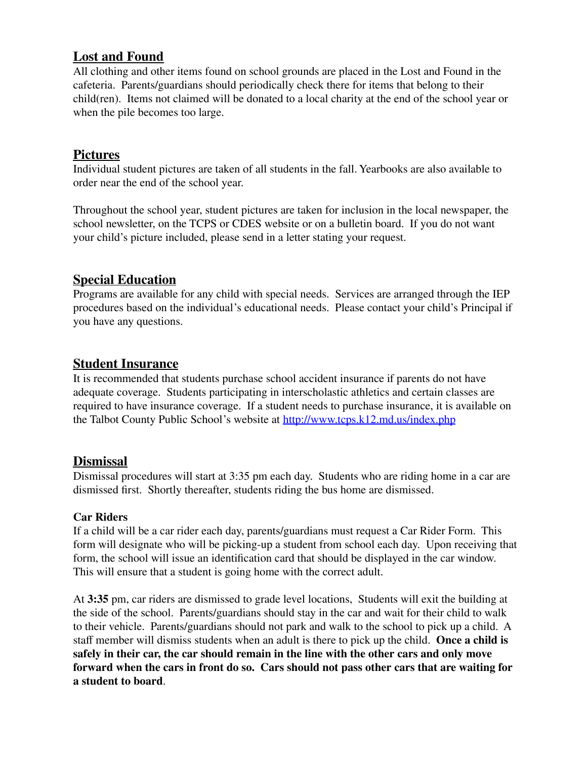## Lost and Found

All clothing and other items found on school grounds are placed in the Lost and Found in the cafeteria. Parents/guardians should periodically check there for items that belong to their child(ren). Items not claimed will be donated to a local charity at the end of the school year or when the pile becomes too large.

## Pictures

Individual student pictures are taken of all students in the fall. Yearbooks are also available to order near the end of the school year.

Throughout the school year, student pictures are taken for inclusion in the local newspaper, the school newsletter, on the TCPS or CDES website or on a bulletin board. If you do not want your child's picture included, please send in a letter stating your request.

## Special Education

Programs are available for any child with special needs. Services are arranged through the IEP procedures based on the individual's educational needs. Please contact your child's Principal if you have any questions.

## Student Insurance

It is recommended that students purchase school accident insurance if parents do not have adequate coverage. Students participating in interscholastic athletics and certain classes are required to have insurance coverage. If a student needs to purchase insurance, it is available on the Talbot County Public School's website at [http://www.tcps.k12.md.us/index.php](http://www.tcps.k12.md.us/index.php)

## Dismissal

Dismissal procedures will start at 3:35 pm each day. Students who are riding home in a car are dismissed first. Shortly thereafter, students riding the bus home are dismissed.

### Car Riders

If a child will be a car rider each day, parents/guardians must request a Car Rider Form. This form will designate who will be picking-up a student from school each day. Upon receiving that form, the school will issue an identification card that should be displayed in the car window. This will ensure that a student is going home with the correct adult.

At **3:35** pm, car riders are dismissed to grade level locations, Students will exit the building at the side of the school. Parents/guardians should stay in the car and wait for their child to walk to their vehicle. Parents/guardians should not park and walk to the school to pick up a child. A staff member will dismiss students when an adult is there to pick up the child. **Once a child is safely in their car, the car should remain in the line with the other cars and only move forward when the cars in front do so. Cars should not pass other cars that are waiting for a student to board**.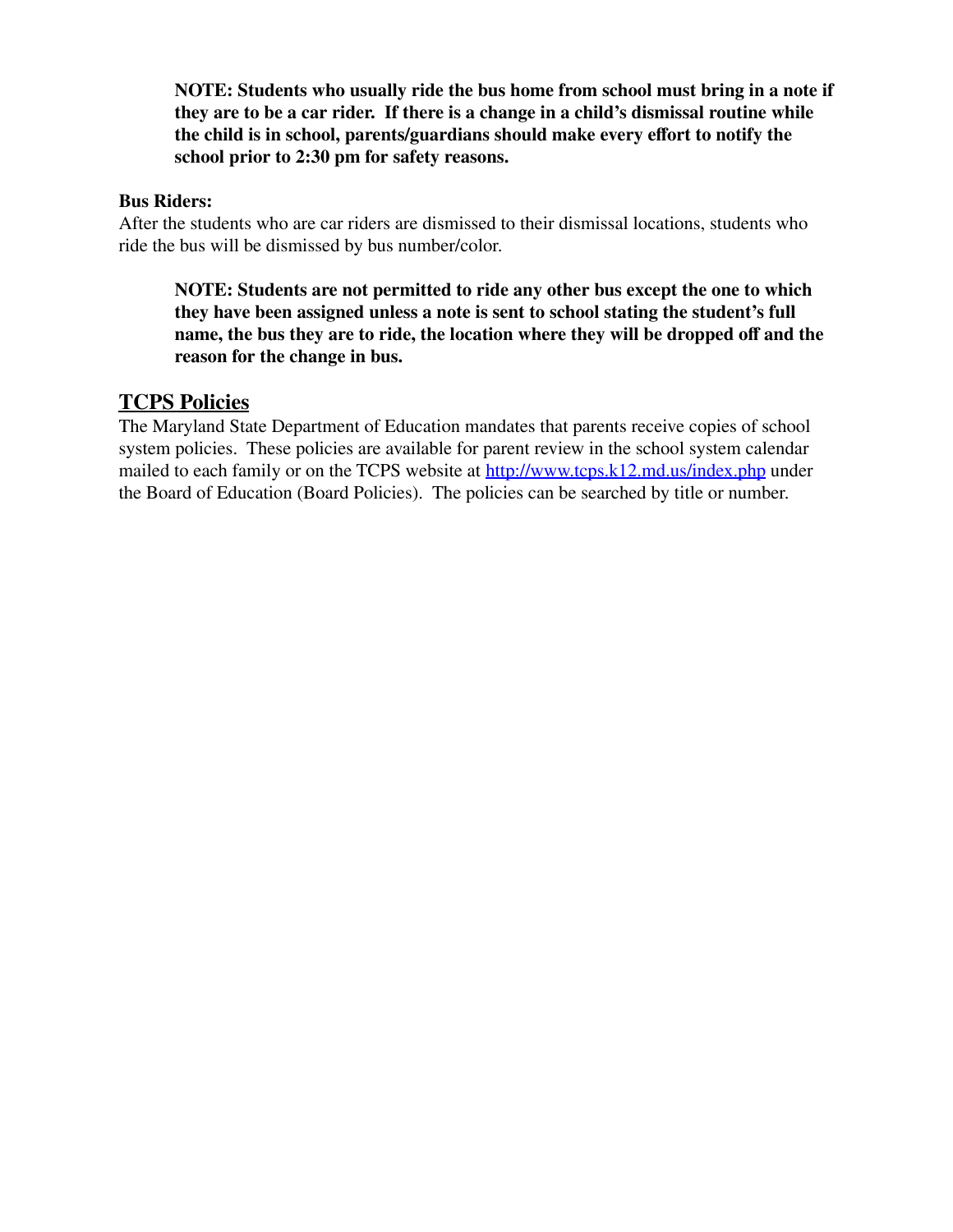**NOTE: Students who usually ride the bus home from school must bring in a note if they are to be a car rider. If there is a change in a child's dismissal routine while the child is in school, parents/guardians should make every effort to notify the school prior to 2:30 pm for safety reasons.**

**Bus Riders:**

After the students who are car riders are dismissed to their dismissal locations, students who ride the bus will be dismissed by bus number/color.

**NOTE: Students are not permitted to ride any other bus except the one to which they have been assigned unless a note is sent to school stating the student's full name, the bus they are to ride, the location where they will be dropped off and the reason for the change in bus.**

## TCPS Policies

The Maryland State Department of Education mandates that parents receive copies of school system policies. These policies are available for parent review in the school system calendar mailed to each family or on the TCPS website at http://www.tcps.k12.md.us/index.php under the Board of Education (Board Policies). The policies can be searched by title or number.